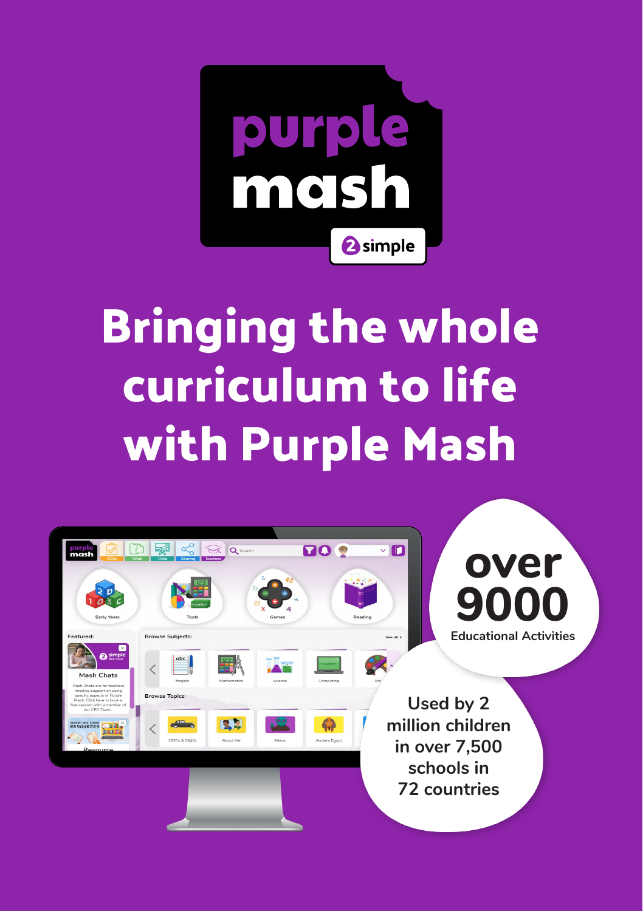# purple mash

2simple

# Bringing the whole curriculum to life with Purple Mash

**over 9000** Educational Activities

Used by 2 million children in over 7,500 schools in 72 countries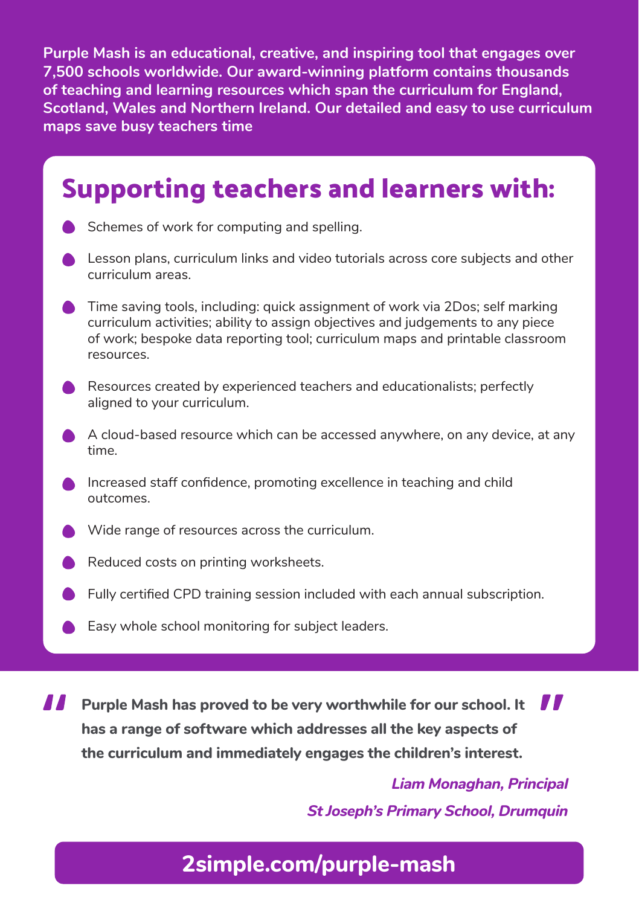**Purple Mash is an educational, creative, and inspiring tool that engages over 7,500 schools worldwide. Our award-winning platform contains thousands of teaching and learning resources which span the curriculum for England, Scotland, Wales and Northern Ireland. Our detailed and easy to use curriculum maps save busy teachers time**

## Supporting teachers and learners with:

- Schemes of work for computing and spelling.
- Lesson plans, curriculum links and video tutorials across core subjects and other curriculum areas.
- Time saving tools, including: quick assignment of work via 2Dos; self marking curriculum activities; ability to assign objectives and judgements to any piece of work; bespoke data reporting tool; curriculum maps and printable classroom resources.
- Resources created by experienced teachers and educationalists; perfectly aligned to your curriculum.
- A cloud-based resource which can be accessed anywhere, on any device, at any time.
- Increased staff confidence, promoting excellence in teaching and child outcomes.
- Wide range of resources across the curriculum.
- Reduced costs on printing worksheets.
- Fully certified CPD training session included with each annual subscription.
- Easy whole school monitoring for subject leaders.

> **"Purple Mash has proved to be very worthwhile for our school. It has a range of software which addresses all the key aspects of the curriculum and immediately engages the children's interest."**
>
> ***Liam Monaghan, Principal***
> ***St Joseph's Primary School, Drumquin***

**2simple.com/purple-mash**